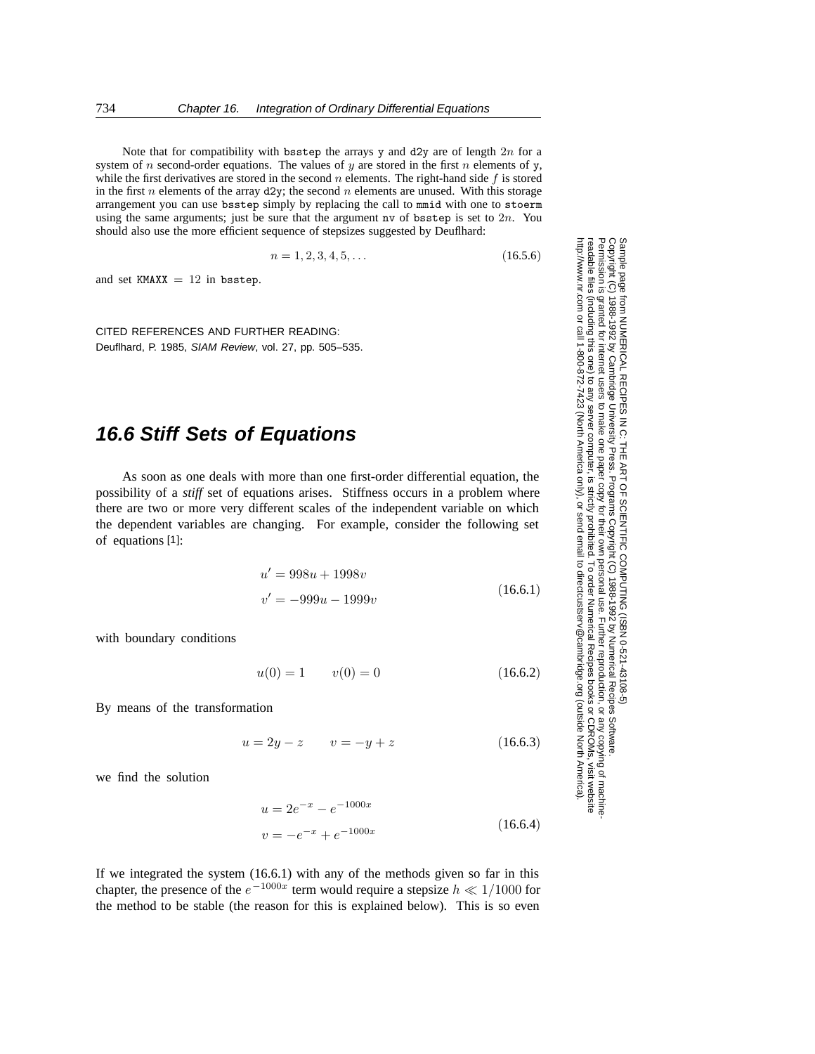Note that for compatibility with `bsstep` the arrays `y` and `d2y` are of length $2n$ for a system of $n$ second-order equations. The values of $y$ are stored in the first $n$ elements of `y`, while the first derivatives are stored in the second $n$ elements. The right-hand side $f$ is stored in the first $n$ elements of the array `d2y`; the second $n$ elements are unused. With this storage arrangement you can use `bsstep` simply by replacing the call to `mmid` with one to `stoerm` using the same arguments; just be sure that the argument `nv` of `bsstep` is set to $2n$. You should also use the more efficient sequence of stepsizes suggested by Deuflhard:

$$n = 1, 2, 3, 4, 5, \ldots \tag{16.5.6}$$

and set `KMAXX` $= 12$ in `bsstep`.

CITED REFERENCES AND FURTHER READING:

Deuflhard, P. 1985, *SIAM Review*, vol. 27, pp. 505–535.

## 16.6 Stiff Sets of Equations

As soon as one deals with more than one first-order differential equation, the possibility of a *stiff* set of equations arises. Stiffness occurs in a problem where there are two or more very different scales of the independent variable on which the dependent variables are changing. For example, consider the following set of equations [1]:

$$\begin{aligned} u' &= 998u + 1998v \\ v' &= -999u - 1999v \end{aligned} \tag{16.6.1}$$

with boundary conditions

$$u(0) = 1 \qquad v(0) = 0 \tag{16.6.2}$$

By means of the transformation

$$u = 2y - z \qquad v = -y + z \tag{16.6.3}$$

we find the solution

$$\begin{aligned} u &= 2e^{-x} - e^{-1000x} \\ v &= -e^{-x} + e^{-1000x} \end{aligned} \tag{16.6.4}$$

If we integrated the system (16.6.1) with any of the methods given so far in this chapter, the presence of the $e^{-1000x}$ term would require a stepsize $h \ll 1/1000$ for the method to be stable (the reason for this is explained below). This is so even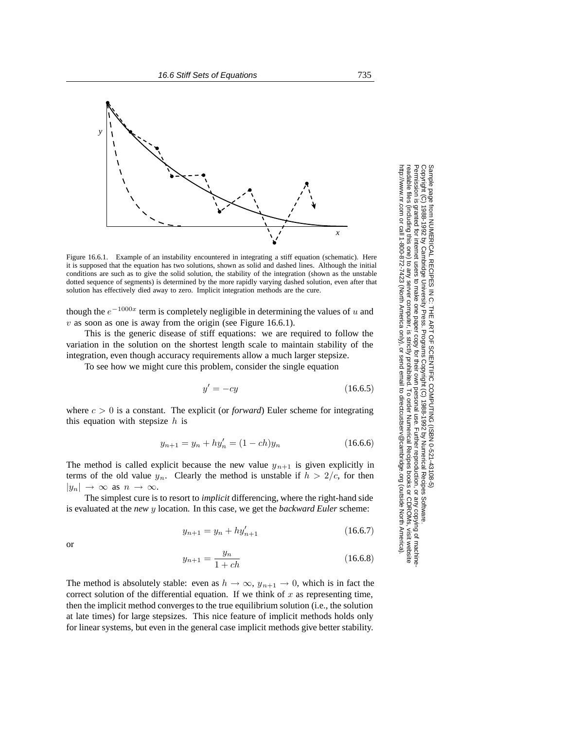Figure 16.6.1. Example of an instability encountered in integrating a stiff equation (schematic). Here it is supposed that the equation has two solutions, shown as solid and dashed lines. Although the initial conditions are such as to give the solid solution, the stability of the integration (shown as the unstable dotted sequence of segments) is determined by the more rapidly varying dashed solution, even after that solution has effectively died away to zero. Implicit integration methods are the cure.

though the $e^{-1000x}$ term is completely negligible in determining the values of $u$ and $v$ as soon as one is away from the origin (see Figure 16.6.1).

This is the generic disease of stiff equations: we are required to follow the variation in the solution on the shortest length scale to maintain stability of the integration, even though accuracy requirements allow a much larger stepsize.

To see how we might cure this problem, consider the single equation

$$y' = -cy \tag{16.6.5}$$

where $c > 0$ is a constant. The explicit (or *forward*) Euler scheme for integrating this equation with stepsize $h$ is

$$y_{n+1} = y_n + hy'_n = (1 - ch)y_n \tag{16.6.6}$$

The method is called explicit because the new value $y_{n+1}$ is given explicitly in terms of the old value $y_n$. Clearly the method is unstable if $h > 2/c$, for then $|y_n| \to \infty$ as $n \to \infty$.

The simplest cure is to resort to *implicit* differencing, where the right-hand side is evaluated at the *new* $y$ location. In this case, we get the *backward Euler* scheme:

$$y_{n+1} = y_n + hy'_{n+1} \tag{16.6.7}$$

or

$$y_{n+1} = \frac{y_n}{1 + ch} \tag{16.6.8}$$

The method is absolutely stable: even as $h \to \infty$, $y_{n+1} \to 0$, which is in fact the correct solution of the differential equation. If we think of $x$ as representing time, then the implicit method converges to the true equilibrium solution (i.e., the solution at late times) for large stepsizes. This nice feature of implicit methods holds only for linear systems, but even in the general case implicit methods give better stability.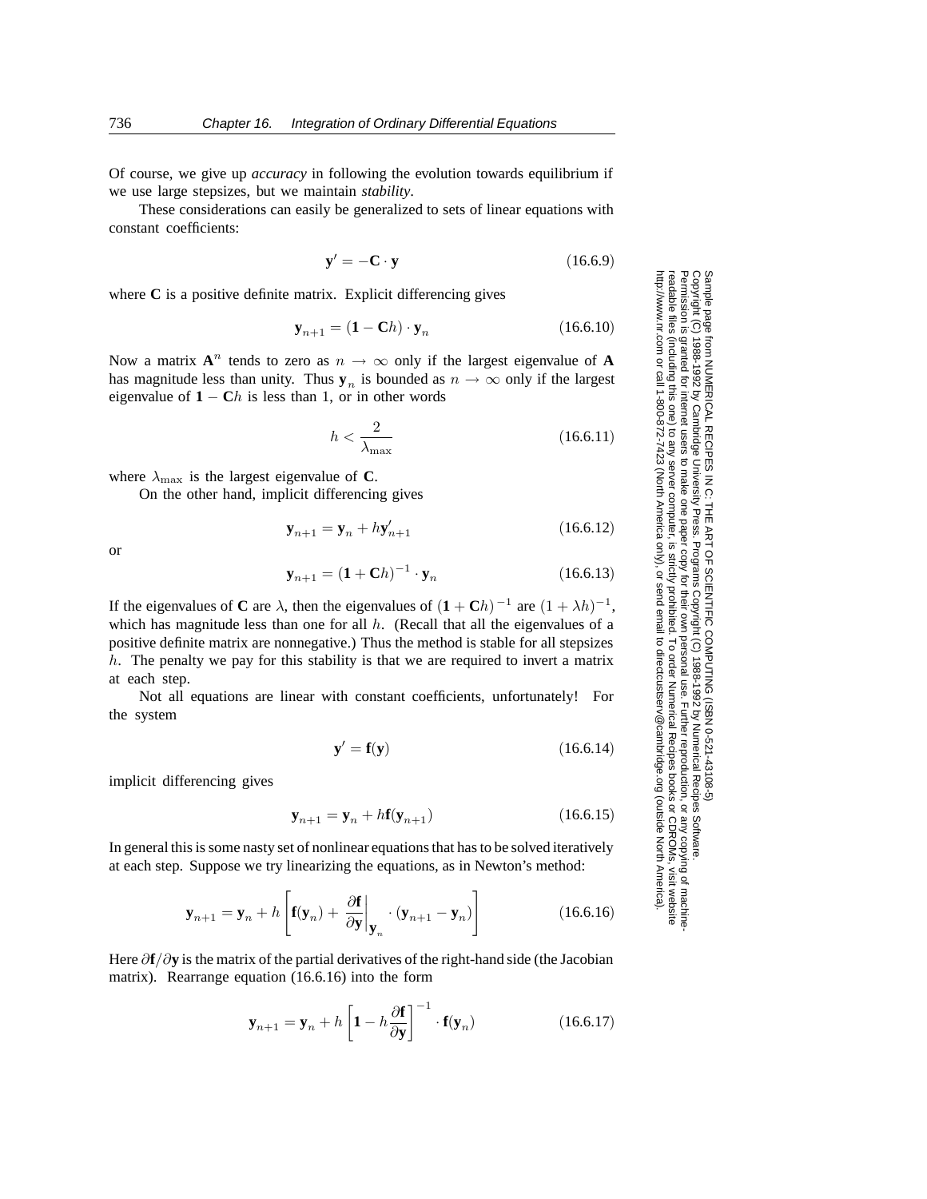Of course, we give up *accuracy* in following the evolution towards equilibrium if we use large stepsizes, but we maintain *stability*.

These considerations can easily be generalized to sets of linear equations with constant coefficients:

$$\mathbf{y}' = -\mathbf{C} \cdot \mathbf{y} \tag{16.6.9}$$

where $\mathbf{C}$ is a positive definite matrix. Explicit differencing gives

$$\mathbf{y}_{n+1} = (\mathbf{1} - \mathbf{C}h) \cdot \mathbf{y}_n \tag{16.6.10}$$

Now a matrix $\mathbf{A}^n$ tends to zero as $n \to \infty$ only if the largest eigenvalue of $\mathbf{A}$ has magnitude less than unity. Thus $\mathbf{y}_n$ is bounded as $n \to \infty$ only if the largest eigenvalue of $\mathbf{1} - \mathbf{C}h$ is less than 1, or in other words

$$h < \frac{2}{\lambda_{\max}} \tag{16.6.11}$$

where $\lambda_{\max}$ is the largest eigenvalue of $\mathbf{C}$.

On the other hand, implicit differencing gives

$$\mathbf{y}_{n+1} = \mathbf{y}_n + h\mathbf{y}'_{n+1} \tag{16.6.12}$$

or

$$\mathbf{y}_{n+1} = (\mathbf{1} + \mathbf{C}h)^{-1} \cdot \mathbf{y}_n \tag{16.6.13}$$

If the eigenvalues of $\mathbf{C}$ are $\lambda$, then the eigenvalues of $(\mathbf{1} + \mathbf{C}h)^{-1}$ are $(1 + \lambda h)^{-1}$, which has magnitude less than one for all $h$. (Recall that all the eigenvalues of a positive definite matrix are nonnegative.) Thus the method is stable for all stepsizes $h$. The penalty we pay for this stability is that we are required to invert a matrix at each step.

Not all equations are linear with constant coefficients, unfortunately! For the system

$$\mathbf{y}' = \mathbf{f}(\mathbf{y}) \tag{16.6.14}$$

implicit differencing gives

$$\mathbf{y}_{n+1} = \mathbf{y}_n + h\mathbf{f}(\mathbf{y}_{n+1}) \tag{16.6.15}$$

In general this is some nasty set of nonlinear equations that has to be solved iteratively at each step. Suppose we try linearizing the equations, as in Newton's method:

$$\mathbf{y}_{n+1} = \mathbf{y}_n + h\left[\mathbf{f}(\mathbf{y}_n) + \left.\frac{\partial \mathbf{f}}{\partial \mathbf{y}}\right|_{\mathbf{y}_n} \cdot (\mathbf{y}_{n+1} - \mathbf{y}_n)\right] \tag{16.6.16}$$

Here $\partial\mathbf{f}/\partial\mathbf{y}$ is the matrix of the partial derivatives of the right-hand side (the Jacobian matrix). Rearrange equation (16.6.16) into the form

$$\mathbf{y}_{n+1} = \mathbf{y}_n + h\left[\mathbf{1} - h\frac{\partial \mathbf{f}}{\partial \mathbf{y}}\right]^{-1} \cdot \mathbf{f}(\mathbf{y}_n) \tag{16.6.17}$$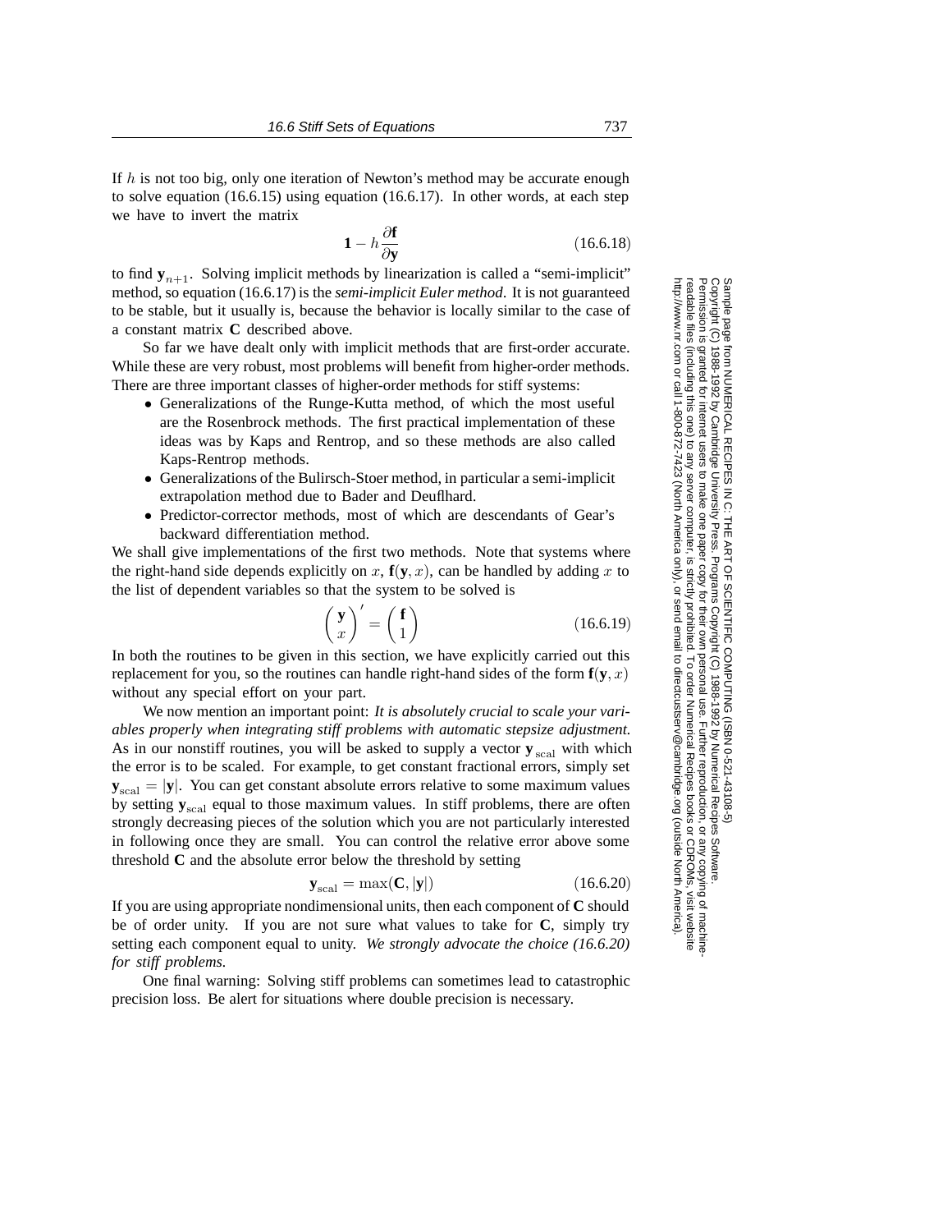If $h$ is not too big, only one iteration of Newton's method may be accurate enough to solve equation (16.6.15) using equation (16.6.17). In other words, at each step we have to invert the matrix

$$\mathbf{1} - h\frac{\partial \mathbf{f}}{\partial \mathbf{y}} \tag{16.6.18}$$

to find $\mathbf{y}_{n+1}$. Solving implicit methods by linearization is called a "semi-implicit" method, so equation (16.6.17) is the *semi-implicit Euler method*. It is not guaranteed to be stable, but it usually is, because the behavior is locally similar to the case of a constant matrix $\mathbf{C}$ described above.

So far we have dealt only with implicit methods that are first-order accurate. While these are very robust, most problems will benefit from higher-order methods. There are three important classes of higher-order methods for stiff systems:

- Generalizations of the Runge-Kutta method, of which the most useful are the Rosenbrock methods. The first practical implementation of these ideas was by Kaps and Rentrop, and so these methods are also called Kaps-Rentrop methods.
- Generalizations of the Bulirsch-Stoer method, in particular a semi-implicit extrapolation method due to Bader and Deuflhard.
- Predictor-corrector methods, most of which are descendants of Gear's backward differentiation method.

We shall give implementations of the first two methods. Note that systems where the right-hand side depends explicitly on $x$, $\mathbf{f}(\mathbf{y}, x)$, can be handled by adding $x$ to the list of dependent variables so that the system to be solved is

$$\begin{pmatrix} \mathbf{y} \\ x \end{pmatrix}' = \begin{pmatrix} \mathbf{f} \\ 1 \end{pmatrix} \tag{16.6.19}$$

In both the routines to be given in this section, we have explicitly carried out this replacement for you, so the routines can handle right-hand sides of the form $\mathbf{f}(\mathbf{y}, x)$ without any special effort on your part.

We now mention an important point: *It is absolutely crucial to scale your variables properly when integrating stiff problems with automatic stepsize adjustment.* As in our nonstiff routines, you will be asked to supply a vector $\mathbf{y}_{\text{scal}}$ with which the error is to be scaled. For example, to get constant fractional errors, simply set $\mathbf{y}_{\text{scal}} = |\mathbf{y}|$. You can get constant absolute errors relative to some maximum values by setting $\mathbf{y}_{\text{scal}}$ equal to those maximum values. In stiff problems, there are often strongly decreasing pieces of the solution which you are not particularly interested in following once they are small. You can control the relative error above some threshold $\mathbf{C}$ and the absolute error below the threshold by setting

$$\mathbf{y}_{\text{scal}} = \max(\mathbf{C}, |\mathbf{y}|) \tag{16.6.20}$$

If you are using appropriate nondimensional units, then each component of $\mathbf{C}$ should be of order unity. If you are not sure what values to take for $\mathbf{C}$, simply try setting each component equal to unity. *We strongly advocate the choice (16.6.20) for stiff problems.*

One final warning: Solving stiff problems can sometimes lead to catastrophic precision loss. Be alert for situations where double precision is necessary.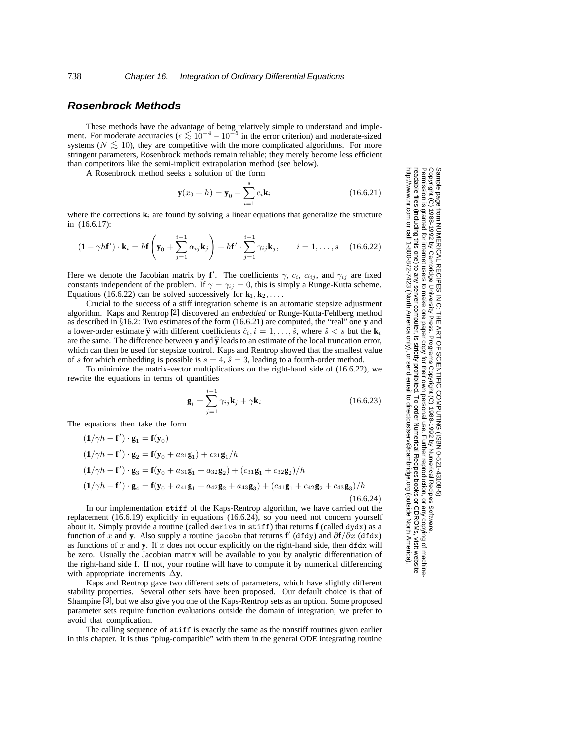## Rosenbrock Methods

These methods have the advantage of being relatively simple to understand and implement. For moderate accuracies ($\epsilon \lesssim 10^{-4}$ – $10^{-5}$ in the error criterion) and moderate-sized systems ($N \lesssim 10$), they are competitive with the more complicated algorithms. For more stringent parameters, Rosenbrock methods remain reliable; they merely become less efficient than competitors like the semi-implicit extrapolation method (see below).

A Rosenbrock method seeks a solution of the form

$$\mathbf{y}(x_0 + h) = \mathbf{y}_0 + \sum_{i=1}^{s} c_i \mathbf{k}_i \tag{16.6.21}$$

where the corrections $\mathbf{k}_i$ are found by solving $s$ linear equations that generalize the structure in (16.6.17):

$$(\mathbf{1} - \gamma h \mathbf{f}') \cdot \mathbf{k}_i = h\mathbf{f}\left(\mathbf{y}_0 + \sum_{j=1}^{i-1} \alpha_{ij}\mathbf{k}_j\right) + h\mathbf{f}' \cdot \sum_{j=1}^{i-1} \gamma_{ij}\mathbf{k}_j, \qquad i = 1, \ldots, s \tag{16.6.22}$$

Here we denote the Jacobian matrix by $\mathbf{f}'$. The coefficients $\gamma$, $c_i$, $\alpha_{ij}$, and $\gamma_{ij}$ are fixed constants independent of the problem. If $\gamma = \gamma_{ij} = 0$, this is simply a Runge-Kutta scheme. Equations (16.6.22) can be solved successively for $\mathbf{k}_1, \mathbf{k}_2, \ldots$.

Crucial to the success of a stiff integration scheme is an automatic stepsize adjustment algorithm. Kaps and Rentrop [2] discovered an *embedded* or Runge-Kutta-Fehlberg method as described in §16.2: Two estimates of the form (16.6.21) are computed, the "real" one $\mathbf{y}$ and a lower-order estimate $\widehat{\mathbf{y}}$ with different coefficients $\hat{c}_i, i = 1, \ldots, \hat{s}$, where $\hat{s} < s$ but the $\mathbf{k}_i$ are the same. The difference between $\mathbf{y}$ and $\widehat{\mathbf{y}}$ leads to an estimate of the local truncation error, which can then be used for stepsize control. Kaps and Rentrop showed that the smallest value of $s$ for which embedding is possible is $s = 4$, $\hat{s} = 3$, leading to a fourth-order method.

To minimize the matrix-vector multiplications on the right-hand side of (16.6.22), we rewrite the equations in terms of quantities

$$\mathbf{g}_i = \sum_{j=1}^{i-1} \gamma_{ij}\mathbf{k}_j + \gamma \mathbf{k}_i \tag{16.6.23}$$

The equations then take the form

$$\begin{aligned}
(\mathbf{1}/\gamma h - \mathbf{f}') \cdot \mathbf{g}_1 &= \mathbf{f}(\mathbf{y}_0) \\
(\mathbf{1}/\gamma h - \mathbf{f}') \cdot \mathbf{g}_2 &= \mathbf{f}(\mathbf{y}_0 + a_{21}\mathbf{g}_1) + c_{21}\mathbf{g}_1/h \\
(\mathbf{1}/\gamma h - \mathbf{f}') \cdot \mathbf{g}_3 &= \mathbf{f}(\mathbf{y}_0 + a_{31}\mathbf{g}_1 + a_{32}\mathbf{g}_2) + (c_{31}\mathbf{g}_1 + c_{32}\mathbf{g}_2)/h \\
(\mathbf{1}/\gamma h - \mathbf{f}') \cdot \mathbf{g}_4 &= \mathbf{f}(\mathbf{y}_0 + a_{41}\mathbf{g}_1 + a_{42}\mathbf{g}_2 + a_{43}\mathbf{g}_3) + (c_{41}\mathbf{g}_1 + c_{42}\mathbf{g}_2 + c_{43}\mathbf{g}_3)/h
\end{aligned} \tag{16.6.24}$$

In our implementation `stiff` of the Kaps-Rentrop algorithm, we have carried out the replacement (16.6.19) explicitly in equations (16.6.24), so you need not concern yourself about it. Simply provide a routine (called `derivs` in `stiff`) that returns $\mathbf{f}$ (called `dydx`) as a function of $x$ and $\mathbf{y}$. Also supply a routine `jacobn` that returns $\mathbf{f}'$ (`dfdy`) and $\partial\mathbf{f}/\partial x$ (`dfdx`) as functions of $x$ and $\mathbf{y}$. If $x$ does not occur explicitly on the right-hand side, then `dfdx` will be zero. Usually the Jacobian matrix will be available to you by analytic differentiation of the right-hand side $\mathbf{f}$. If not, your routine will have to compute it by numerical differencing with appropriate increments $\Delta\mathbf{y}$.

Kaps and Rentrop gave two different sets of parameters, which have slightly different stability properties. Several other sets have been proposed. Our default choice is that of Shampine [3], but we also give you one of the Kaps-Rentrop sets as an option. Some proposed parameter sets require function evaluations outside the domain of integration; we prefer to avoid that complication.

The calling sequence of `stiff` is exactly the same as the nonstiff routines given earlier in this chapter. It is thus "plug-compatible" with them in the general ODE integrating routine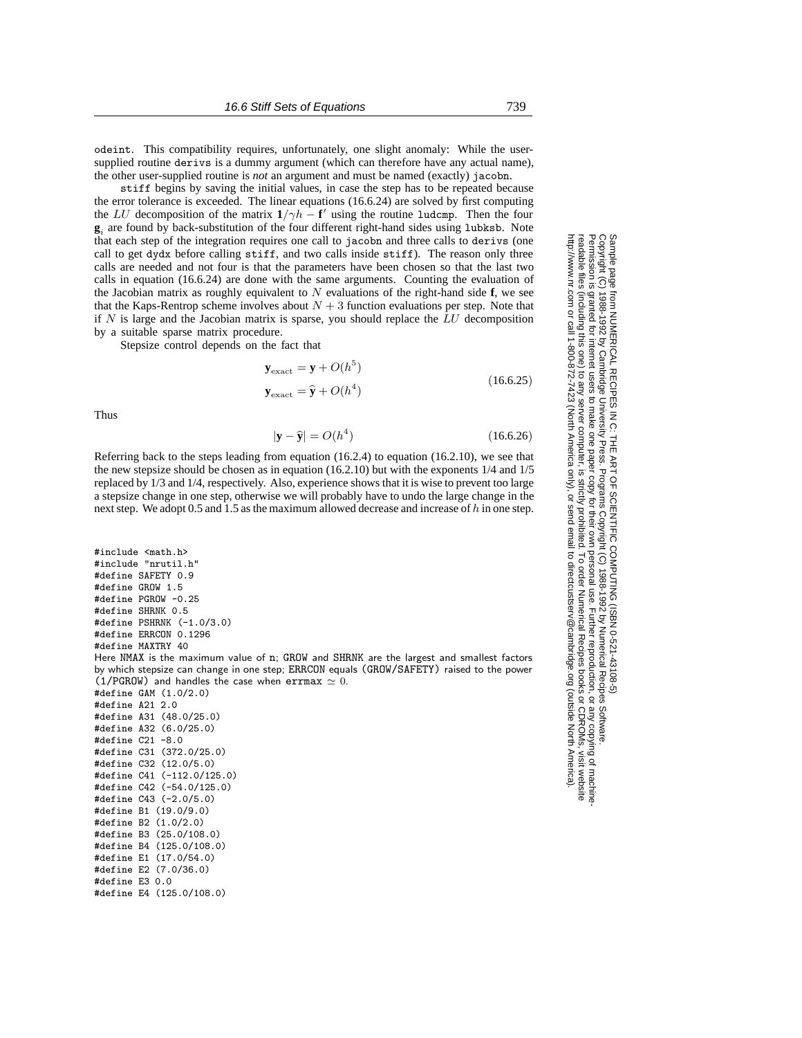odeint. This compatibility requires, unfortunately, one slight anomaly: While the user-supplied routine derivs is a dummy argument (which can therefore have any actual name), the other user-supplied routine is *not* an argument and must be named (exactly) jacobn.

stiff begins by saving the initial values, in case the step has to be repeated because the error tolerance is exceeded. The linear equations (16.6.24) are solved by first computing the $LU$ decomposition of the matrix $\mathbf{1}/\gamma h - \mathbf{f}'$ using the routine ludcmp. Then the four $\mathbf{g}_i$ are found by back-substitution of the four different right-hand sides using lubksb. Note that each step of the integration requires one call to jacobn and three calls to derivs (one call to get dydx before calling stiff, and two calls inside stiff). The reason only three calls are needed and not four is that the parameters have been chosen so that the last two calls in equation (16.6.24) are done with the same arguments. Counting the evaluation of the Jacobian matrix as roughly equivalent to $N$ evaluations of the right-hand side $\mathbf{f}$, we see that the Kaps-Rentrop scheme involves about $N + 3$ function evaluations per step. Note that if $N$ is large and the Jacobian matrix is sparse, you should replace the $LU$ decomposition by a suitable sparse matrix procedure.

Stepsize control depends on the fact that

$$\mathbf{y}_{\text{exact}} = \mathbf{y} + O(h^5)$$
$$\mathbf{y}_{\text{exact}} = \widehat{\mathbf{y}} + O(h^4) \tag{16.6.25}$$

Thus

$$|\mathbf{y} - \widehat{\mathbf{y}}| = O(h^4) \tag{16.6.26}$$

Referring back to the steps leading from equation (16.2.4) to equation (16.2.10), we see that the new stepsize should be chosen as in equation (16.2.10) but with the exponents 1/4 and 1/5 replaced by 1/3 and 1/4, respectively. Also, experience shows that it is wise to prevent too large a stepsize change in one step, otherwise we will probably have to undo the large change in the next step. We adopt 0.5 and 1.5 as the maximum allowed decrease and increase of $h$ in one step.

```
#include <math.h>
#include "nrutil.h"
#define SAFETY 0.9
#define GROW 1.5
#define PGROW -0.25
#define SHRNK 0.5
#define PSHRNK (-1.0/3.0)
#define ERRCON 0.1296
#define MAXTRY 40
```

Here NMAX is the maximum value of n; GROW and SHRNK are the largest and smallest factors by which stepsize can change in one step; ERRCON equals (GROW/SAFETY) raised to the power (1/PGROW) and handles the case when errmax $\simeq 0$.

```
#define GAM (1.0/2.0)
#define A21 2.0
#define A31 (48.0/25.0)
#define A32 (6.0/25.0)
#define C21 -8.0
#define C31 (372.0/25.0)
#define C32 (12.0/5.0)
#define C41 (-112.0/125.0)
#define C42 (-54.0/125.0)
#define C43 (-2.0/5.0)
#define B1 (19.0/9.0)
#define B2 (1.0/2.0)
#define B3 (25.0/108.0)
#define B4 (125.0/108.0)
#define E1 (17.0/54.0)
#define E2 (7.0/36.0)
#define E3 0.0
#define E4 (125.0/108.0)
```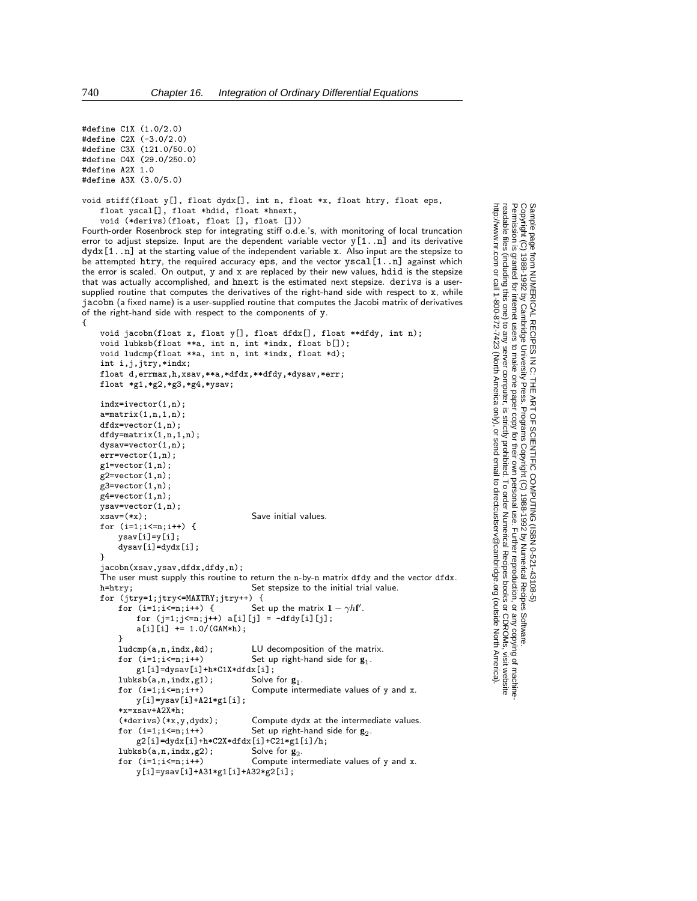```
#define C1X (1.0/2.0)
#define C2X (-3.0/2.0)
#define C3X (121.0/50.0)
#define C4X (29.0/250.0)
#define A2X 1.0
#define A3X (3.0/5.0)

void stiff(float y[], float dydx[], int n, float *x, float htry, float eps,
    float yscal[], float *hdid, float *hnext,
    void (*derivs)(float, float [], float []))
```

Fourth-order Rosenbrock step for integrating stiff o.d.e.'s, with monitoring of local truncation error to adjust stepsize. Input are the dependent variable vector `y[1..n]` and its derivative `dydx[1..n]` at the starting value of the independent variable `x`. Also input are the stepsize to be attempted `htry`, the required accuracy `eps`, and the vector `yscal[1..n]` against which the error is scaled. On output, `y` and `x` are replaced by their new values, `hdid` is the stepsize that was actually accomplished, and `hnext` is the estimated next stepsize. `derivs` is a user-supplied routine that computes the derivatives of the right-hand side with respect to `x`, while `jacobn` (a fixed name) is a user-supplied routine that computes the Jacobi matrix of derivatives of the right-hand side with respect to the components of `y`.

```
{
    void jacobn(float x, float y[], float dfdx[], float **dfdy, int n);
    void lubksb(float **a, int n, int *indx, float b[]);
    void ludcmp(float **a, int n, int *indx, float *d);
    int i,j,jtry,*indx;
    float d,errmax,h,xsav,**a,*dfdx,**dfdy,*dysav,*err;
    float *g1,*g2,*g3,*g4,*ysav;

    indx=ivector(1,n);
    a=matrix(1,n,1,n);
    dfdx=vector(1,n);
    dfdy=matrix(1,n,1,n);
    dysav=vector(1,n);
    err=vector(1,n);
    g1=vector(1,n);
    g2=vector(1,n);
    g3=vector(1,n);
    g4=vector(1,n);
    ysav=vector(1,n);
    xsav=(*x);                          Save initial values.
    for (i=1;i<=n;i++) {
        ysav[i]=y[i];
        dysav[i]=dydx[i];
    }
    jacobn(xsav,ysav,dfdx,dfdy,n);
    The user must supply this routine to return the n-by-n matrix dfdy and the vector dfdx.
    h=htry;                             Set stepsize to the initial trial value.
    for (jtry=1;jtry<=MAXTRY;jtry++) {
        for (i=1;i<=n;i++) {            Set up the matrix 1 − γhf'.
            for (j=1;j<=n;j++) a[i][j] = -dfdy[i][j];
            a[i][i] += 1.0/(GAM*h);
        }
        ludcmp(a,n,indx,&d);            LU decomposition of the matrix.
        for (i=1;i<=n;i++)              Set up right-hand side for g1.
            g1[i]=dysav[i]+h*C1X*dfdx[i];
        lubksb(a,n,indx,g1);            Solve for g1.
        for (i=1;i<=n;i++)              Compute intermediate values of y and x.
            y[i]=ysav[i]+A21*g1[i];
        *x=xsav+A2X*h;
        (*derivs)(*x,y,dydx);           Compute dydx at the intermediate values.
        for (i=1;i<=n;i++)              Set up right-hand side for g2.
            g2[i]=dydx[i]+h*C2X*dfdx[i]+C21*g1[i]/h;
        lubksb(a,n,indx,g2);            Solve for g2.
        for (i=1;i<=n;i++)              Compute intermediate values of y and x.
            y[i]=ysav[i]+A31*g1[i]+A32*g2[i];
```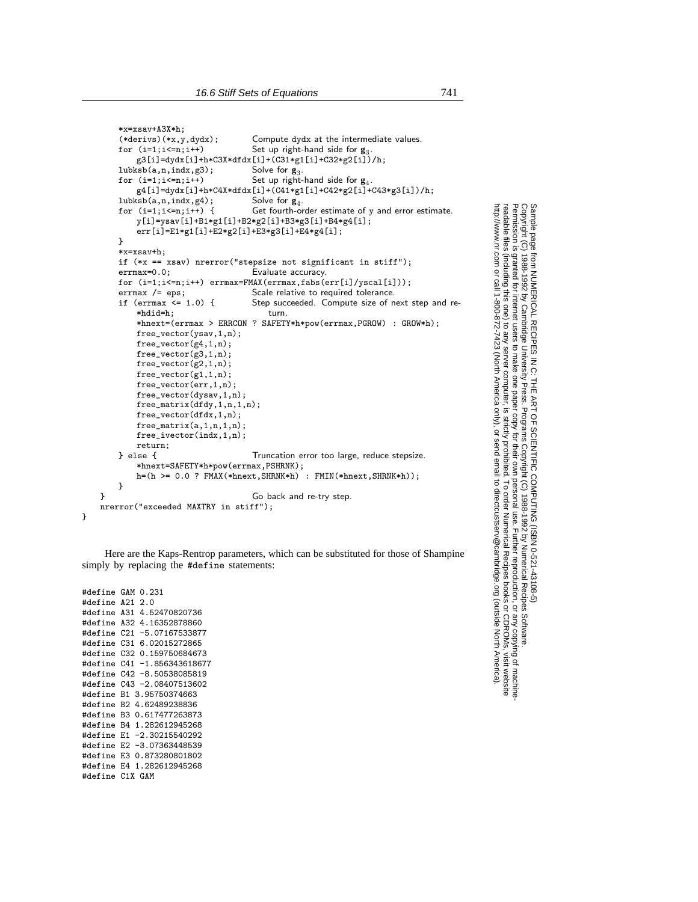```
        *x=xsav+A3X*h;
        (*derivs)(*x,y,dydx);          Compute dydx at the intermediate values.
        for (i=1;i<=n;i++)             Set up right-hand side for g3.
            g3[i]=dydx[i]+h*C3X*dfdx[i]+(C31*g1[i]+C32*g2[i])/h;
        lubksb(a,n,indx,g3);           Solve for g3.
        for (i=1;i<=n;i++)             Set up right-hand side for g4.
            g4[i]=dydx[i]+h*C4X*dfdx[i]+(C41*g1[i]+C42*g2[i]+C43*g3[i])/h;
        lubksb(a,n,indx,g4);           Solve for g4.
        for (i=1;i<=n;i++) {           Get fourth-order estimate of y and error estimate.
            y[i]=ysav[i]+B1*g1[i]+B2*g2[i]+B3*g3[i]+B4*g4[i];
            err[i]=E1*g1[i]+E2*g2[i]+E3*g3[i]+E4*g4[i];
        }
        *x=xsav+h;
        if (*x == xsav) nrerror("stepsize not significant in stiff");
        errmax=0.0;                    Evaluate accuracy.
        for (i=1;i<=n;i++) errmax=FMAX(errmax,fabs(err[i]/yscal[i]));
        errmax /= eps;                 Scale relative to required tolerance.
        if (errmax <= 1.0) {           Step succeeded. Compute size of next step and re-
            *hdid=h;                       turn.
            *hnext=(errmax > ERRCON ? SAFETY*h*pow(errmax,PGROW) : GROW*h);
            free_vector(ysav,1,n);
            free_vector(g4,1,n);
            free_vector(g3,1,n);
            free_vector(g2,1,n);
            free_vector(g1,1,n);
            free_vector(err,1,n);
            free_vector(dysav,1,n);
            free_matrix(dfdy,1,n,1,n);
            free_vector(dfdx,1,n);
            free_matrix(a,1,n,1,n);
            free_ivector(indx,1,n);
            return;
        } else {                       Truncation error too large, reduce stepsize.
            *hnext=SAFETY*h*pow(errmax,PSHRNK);
            h=(h >= 0.0 ? FMAX(*hnext,SHRNK*h) : FMIN(*hnext,SHRNK*h));
        }
    }                                  Go back and re-try step.
    nrerror("exceeded MAXTRY in stiff");
}
```

Here are the Kaps-Rentrop parameters, which can be substituted for those of Shampine simply by replacing the `#define` statements:

```
#define GAM 0.231
#define A21 2.0
#define A31 4.52470820736
#define A32 4.16352878860
#define C21 -5.07167533877
#define C31 6.02015272865
#define C32 0.159750684673
#define C41 -1.856343618677
#define C42 -8.50538085819
#define C43 -2.08407513602
#define B1 3.95750374663
#define B2 4.62489238836
#define B3 0.617477263873
#define B4 1.282612945268
#define E1 -2.30215540292
#define E2 -3.07363448539
#define E3 0.873280801802
#define E4 1.282612945268
#define C1X GAM
```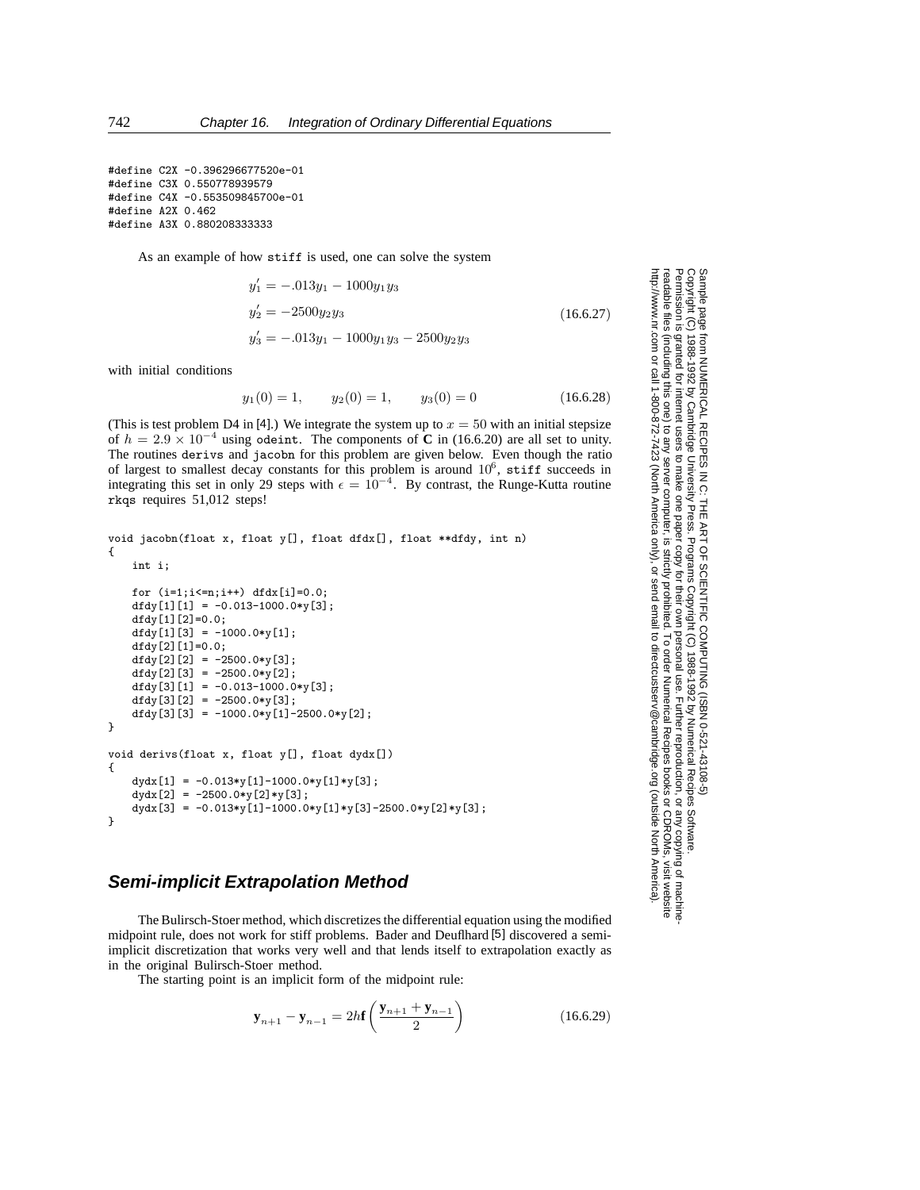```
#define C2X -0.396296677520e-01
#define C3X 0.550778939579
#define C4X -0.553509845700e-01
#define A2X 0.462
#define A3X 0.880208333333
```

As an example of how stiff is used, one can solve the system

$$
\begin{aligned}
y_1' &= -.013y_1 - 1000y_1y_3 \\
y_2' &= -2500y_2y_3 \\
y_3' &= -.013y_1 - 1000y_1y_3 - 2500y_2y_3
\end{aligned}
\tag{16.6.27}
$$

with initial conditions

$$
y_1(0) = 1, \qquad y_2(0) = 1, \qquad y_3(0) = 0 \tag{16.6.28}
$$

(This is test problem D4 in [4].) We integrate the system up to $x = 50$ with an initial stepsize of $h = 2.9 \times 10^{-4}$ using odeint. The components of $\mathbf{C}$ in (16.6.20) are all set to unity. The routines derivs and jacobn for this problem are given below. Even though the ratio of largest to smallest decay constants for this problem is around $10^6$, stiff succeeds in integrating this set in only 29 steps with $\epsilon = 10^{-4}$. By contrast, the Runge-Kutta routine rkqs requires 51,012 steps!

```
void jacobn(float x, float y[], float dfdx[], float **dfdy, int n)
{
    int i;

    for (i=1;i<=n;i++) dfdx[i]=0.0;
    dfdy[1][1] = -0.013-1000.0*y[3];
    dfdy[1][2]=0.0;
    dfdy[1][3] = -1000.0*y[1];
    dfdy[2][1]=0.0;
    dfdy[2][2] = -2500.0*y[3];
    dfdy[2][3] = -2500.0*y[2];
    dfdy[3][1] = -0.013-1000.0*y[3];
    dfdy[3][2] = -2500.0*y[3];
    dfdy[3][3] = -1000.0*y[1]-2500.0*y[2];
}

void derivs(float x, float y[], float dydx[])
{
    dydx[1] = -0.013*y[1]-1000.0*y[1]*y[3];
    dydx[2] = -2500.0*y[2]*y[3];
    dydx[3] = -0.013*y[1]-1000.0*y[1]*y[3]-2500.0*y[2]*y[3];
}
```

## Semi-implicit Extrapolation Method

The Bulirsch-Stoer method, which discretizes the differential equation using the modified midpoint rule, does not work for stiff problems. Bader and Deuflhard [5] discovered a semi-implicit discretization that works very well and that lends itself to extrapolation exactly as in the original Bulirsch-Stoer method.

The starting point is an implicit form of the midpoint rule:

$$
\mathbf{y}_{n+1} - \mathbf{y}_{n-1} = 2h\mathbf{f}\left(\frac{\mathbf{y}_{n+1} + \mathbf{y}_{n-1}}{2}\right) \tag{16.6.29}
$$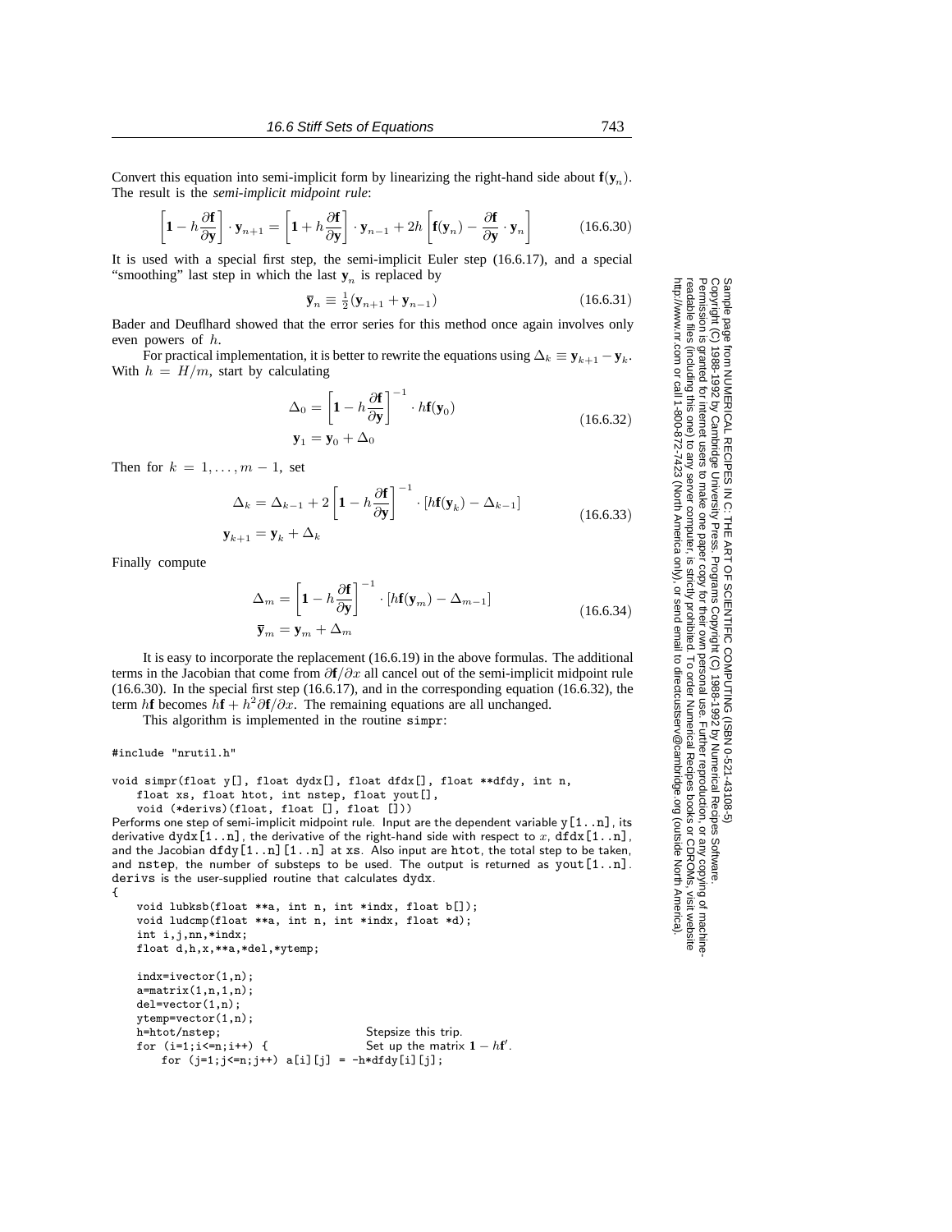Convert this equation into semi-implicit form by linearizing the right-hand side about $\mathbf{f}(\mathbf{y}_n)$. The result is the *semi-implicit midpoint rule*:

$$\left[\mathbf{1} - h\frac{\partial \mathbf{f}}{\partial \mathbf{y}}\right] \cdot \mathbf{y}_{n+1} = \left[\mathbf{1} + h\frac{\partial \mathbf{f}}{\partial \mathbf{y}}\right] \cdot \mathbf{y}_{n-1} + 2h\left[\mathbf{f}(\mathbf{y}_n) - \frac{\partial \mathbf{f}}{\partial \mathbf{y}} \cdot \mathbf{y}_n\right] \tag{16.6.30}$$

It is used with a special first step, the semi-implicit Euler step (16.6.17), and a special "smoothing" last step in which the last $\mathbf{y}_n$ is replaced by

$$\overline{\mathbf{y}}_n \equiv \tfrac{1}{2}(\mathbf{y}_{n+1} + \mathbf{y}_{n-1}) \tag{16.6.31}$$

Bader and Deuflhard showed that the error series for this method once again involves only even powers of $h$.

For practical implementation, it is better to rewrite the equations using $\Delta_k \equiv \mathbf{y}_{k+1} - \mathbf{y}_k$. With $h = H/m$, start by calculating

$$\begin{aligned}\Delta_0 &= \left[\mathbf{1} - h\frac{\partial \mathbf{f}}{\partial \mathbf{y}}\right]^{-1} \cdot h\mathbf{f}(\mathbf{y}_0) \\ \mathbf{y}_1 &= \mathbf{y}_0 + \Delta_0\end{aligned} \tag{16.6.32}$$

Then for $k = 1, \ldots, m-1$, set

$$\begin{aligned}\Delta_k &= \Delta_{k-1} + 2\left[\mathbf{1} - h\frac{\partial \mathbf{f}}{\partial \mathbf{y}}\right]^{-1} \cdot \left[h\mathbf{f}(\mathbf{y}_k) - \Delta_{k-1}\right] \\ \mathbf{y}_{k+1} &= \mathbf{y}_k + \Delta_k\end{aligned} \tag{16.6.33}$$

Finally compute

$$\begin{aligned}\Delta_m &= \left[\mathbf{1} - h\frac{\partial \mathbf{f}}{\partial \mathbf{y}}\right]^{-1} \cdot \left[h\mathbf{f}(\mathbf{y}_m) - \Delta_{m-1}\right] \\ \overline{\mathbf{y}}_m &= \mathbf{y}_m + \Delta_m\end{aligned} \tag{16.6.34}$$

It is easy to incorporate the replacement (16.6.19) in the above formulas. The additional terms in the Jacobian that come from $\partial \mathbf{f}/\partial x$ all cancel out of the semi-implicit midpoint rule (16.6.30). In the special first step (16.6.17), and in the corresponding equation (16.6.32), the term $h\mathbf{f}$ becomes $h\mathbf{f} + h^2 \partial \mathbf{f}/\partial x$. The remaining equations are all unchanged.

This algorithm is implemented in the routine `simpr`:

```
#include "nrutil.h"

void simpr(float y[], float dydx[], float dfdx[], float **dfdy, int n,
    float xs, float htot, int nstep, float yout[],
    void (*derivs)(float, float [], float []))
```

Performs one step of semi-implicit midpoint rule. Input are the dependent variable `y[1..n]`, its derivative `dydx[1..n]`, the derivative of the right-hand side with respect to $x$, `dfdx[1..n]`, and the Jacobian `dfdy[1..n][1..n]` at `xs`. Also input are `htot`, the total step to be taken, and `nstep`, the number of substeps to be used. The output is returned as `yout[1..n]`. `derivs` is the user-supplied routine that calculates `dydx`.

```
{
    void lubksb(float **a, int n, int *indx, float b[]);
    void ludcmp(float **a, int n, int *indx, float *d);
    int i,j,nn,*indx;
    float d,h,x,**a,*del,*ytemp;

    indx=ivector(1,n);
    a=matrix(1,n,1,n);
    del=vector(1,n);
    ytemp=vector(1,n);
    h=htot/nstep;                          Stepsize this trip.
    for (i=1;i<=n;i++) {                   Set up the matrix 1 - hf'.
        for (j=1;j<=n;j++) a[i][j] = -h*dfdy[i][j];
```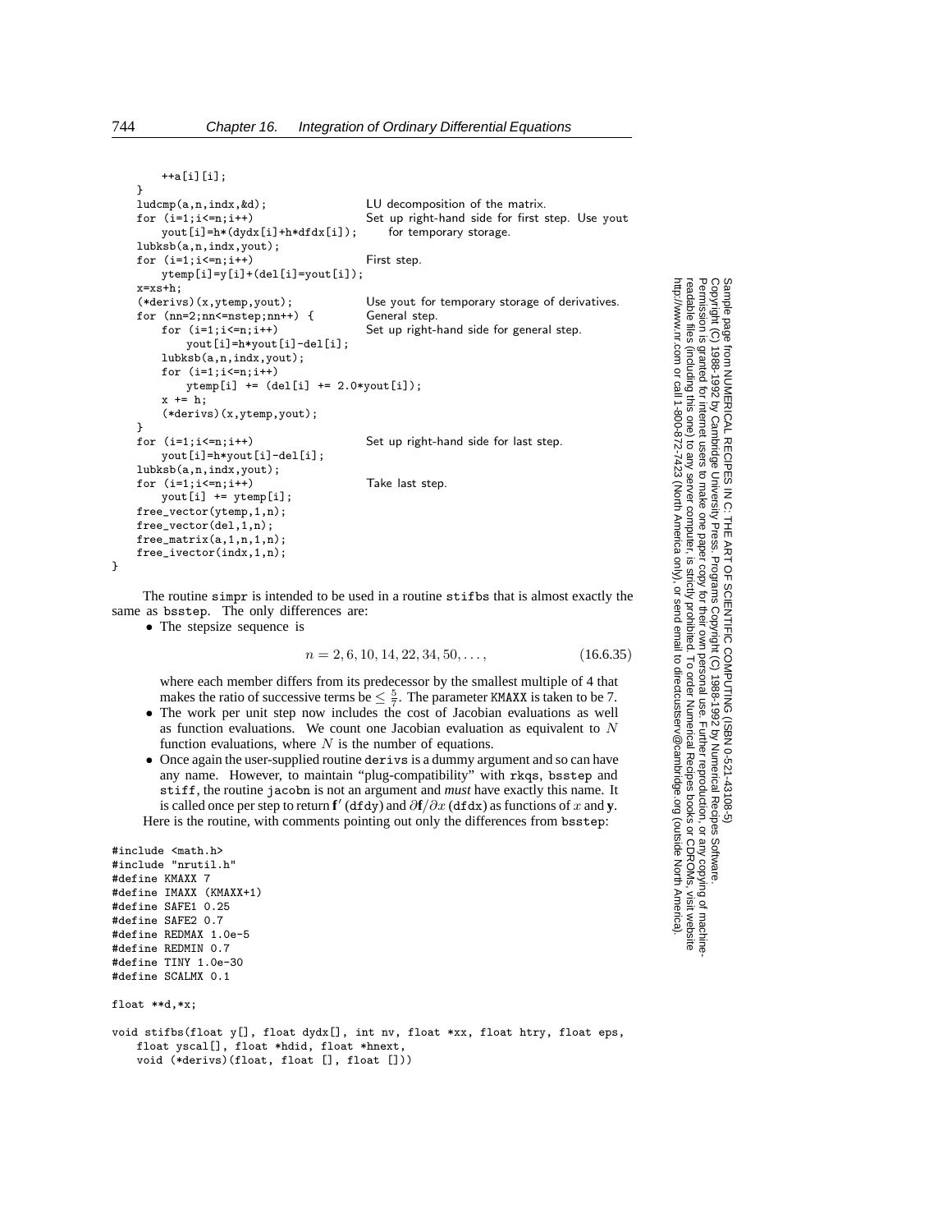```
        ++a[i][i];
    }
    ludcmp(a,n,indx,&d);                    LU decomposition of the matrix.
    for (i=1;i<=n;i++)                      Set up right-hand side for first step. Use yout
        yout[i]=h*(dydx[i]+h*dfdx[i]);          for temporary storage.
    lubksb(a,n,indx,yout);
    for (i=1;i<=n;i++)                      First step.
        ytemp[i]=y[i]+(del[i]=yout[i]);
    x=xs+h;
    (*derivs)(x,ytemp,yout);                Use yout for temporary storage of derivatives.
    for (nn=2;nn<=nstep;nn++) {             General step.
        for (i=1;i<=n;i++)                  Set up right-hand side for general step.
            yout[i]=h*yout[i]-del[i];
        lubksb(a,n,indx,yout);
        for (i=1;i<=n;i++)
            ytemp[i] += (del[i] += 2.0*yout[i]);
        x += h;
        (*derivs)(x,ytemp,yout);
    }
    for (i=1;i<=n;i++)                      Set up right-hand side for last step.
        yout[i]=h*yout[i]-del[i];
    lubksb(a,n,indx,yout);
    for (i=1;i<=n;i++)                      Take last step.
        yout[i] += ytemp[i];
    free_vector(ytemp,1,n);
    free_vector(del,1,n);
    free_matrix(a,1,n,1,n);
    free_ivector(indx,1,n);
}
```

The routine simpr is intended to be used in a routine stifbs that is almost exactly the same as bsstep. The only differences are:

- The stepsize sequence is

$$n = 2, 6, 10, 14, 22, 34, 50, \ldots, \tag{16.6.35}$$

  where each member differs from its predecessor by the smallest multiple of 4 that makes the ratio of successive terms be $\leq \frac{5}{7}$. The parameter KMAXX is taken to be 7.
- The work per unit step now includes the cost of Jacobian evaluations as well as function evaluations. We count one Jacobian evaluation as equivalent to $N$ function evaluations, where $N$ is the number of equations.
- Once again the user-supplied routine derivs is a dummy argument and so can have any name. However, to maintain "plug-compatibility" with rkqs, bsstep and stiff, the routine jacobn is not an argument and *must* have exactly this name. It is called once per step to return $\mathbf{f}'$ (dfdy) and $\partial\mathbf{f}/\partial x$ (dfdx) as functions of $x$ and $\mathbf{y}$.

Here is the routine, with comments pointing out only the differences from bsstep:

```
#include <math.h>
#include "nrutil.h"
#define KMAXX 7
#define IMAXX (KMAXX+1)
#define SAFE1 0.25
#define SAFE2 0.7
#define REDMAX 1.0e-5
#define REDMIN 0.7
#define TINY 1.0e-30
#define SCALMX 0.1

float **d,*x;

void stifbs(float y[], float dydx[], int nv, float *xx, float htry, float eps,
    float yscal[], float *hdid, float *hnext,
    void (*derivs)(float, float [], float []))
```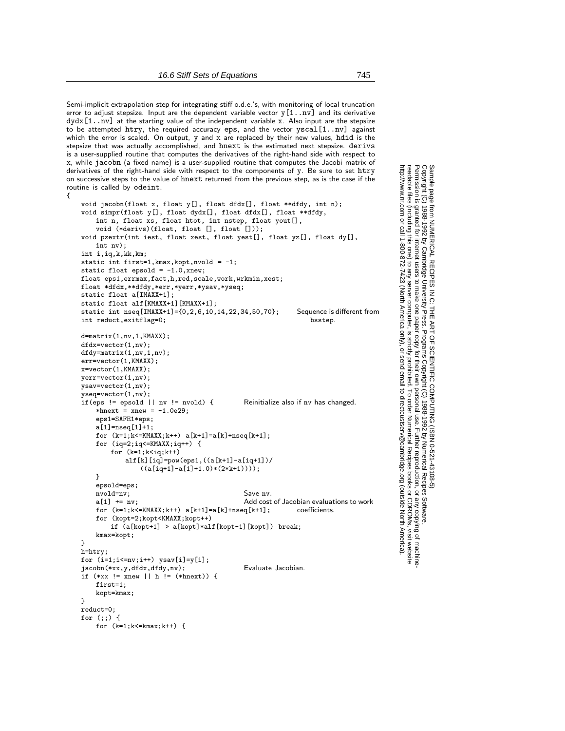Semi-implicit extrapolation step for integrating stiff o.d.e.'s, with monitoring of local truncation error to adjust stepsize. Input are the dependent variable vector `y[1..nv]` and its derivative `dydx[1..nv]` at the starting value of the independent variable `x`. Also input are the stepsize to be attempted `htry`, the required accuracy `eps`, and the vector `yscal[1..nv]` against which the error is scaled. On output, `y` and `x` are replaced by their new values, `hdid` is the stepsize that was actually accomplished, and `hnext` is the estimated next stepsize. `derivs` is a user-supplied routine that computes the derivatives of the right-hand side with respect to `x`, while `jacobn` (a fixed name) is a user-supplied routine that computes the Jacobi matrix of derivatives of the right-hand side with respect to the components of `y`. Be sure to set `htry` on successive steps to the value of `hnext` returned from the previous step, as is the case if the routine is called by `odeint`.

```
{
    void jacobn(float x, float y[], float dfdx[], float **dfdy, int n);
    void simpr(float y[], float dydx[], float dfdx[], float **dfdy,
        int n, float xs, float htot, int nstep, float yout[],
        void (*derivs)(float, float [], float []));
    void pzextr(int iest, float xest, float yest[], float yz[], float dy[],
        int nv);
    int i,iq,k,kk,km;
    static int first=1,kmax,kopt,nvold = -1;
    static float epsold = -1.0,xnew;
    float eps1,errmax,fact,h,red,scale,work,wrkmin,xest;
    float *dfdx,**dfdy,*err,*yerr,*ysav,*yseq;
    static float a[IMAXX+1];
    static float alf[KMAXX+1][KMAXX+1];
    static int nseq[IMAXX+1]={0,2,6,10,14,22,34,50,70};       Sequence is different from
    int reduct,exitflag=0;                                          bsstep.

    d=matrix(1,nv,1,KMAXX);
    dfdx=vector(1,nv);
    dfdy=matrix(1,nv,1,nv);
    err=vector(1,KMAXX);
    x=vector(1,KMAXX);
    yerr=vector(1,nv);
    ysav=vector(1,nv);
    yseq=vector(1,nv);
    if(eps != epsold || nv != nvold) {          Reinitialize also if nv has changed.
        *hnext = xnew = -1.0e29;
        eps1=SAFE1*eps;
        a[1]=nseq[1]+1;
        for (k=1;k<=KMAXX;k++) a[k+1]=a[k]+nseq[k+1];
        for (iq=2;iq<=KMAXX;iq++) {
            for (k=1;k<iq;k++)
                alf[k][iq]=pow(eps1,((a[k+1]-a[iq+1])/
                    ((a[iq+1]-a[1]+1.0)*(2*k+1))));
        }
        epsold=eps;
        nvold=nv;                               Save nv.
        a[1] += nv;                             Add cost of Jacobian evaluations to work
        for (k=1;k<=KMAXX;k++) a[k+1]=a[k]+nseq[k+1];          coefficients.
        for (kopt=2;kopt<KMAXX;kopt++)
            if (a[kopt+1] > a[kopt]*alf[kopt-1][kopt]) break;
        kmax=kopt;
    }
    h=htry;
    for (i=1;i<=nv;i++) ysav[i]=y[i];
    jacobn(*xx,y,dfdx,dfdy,nv);                 Evaluate Jacobian.
    if (*xx != xnew || h != (*hnext)) {
        first=1;
        kopt=kmax;
    }
    reduct=0;
    for (;;) {
        for (k=1;k<=kmax;k++) {
```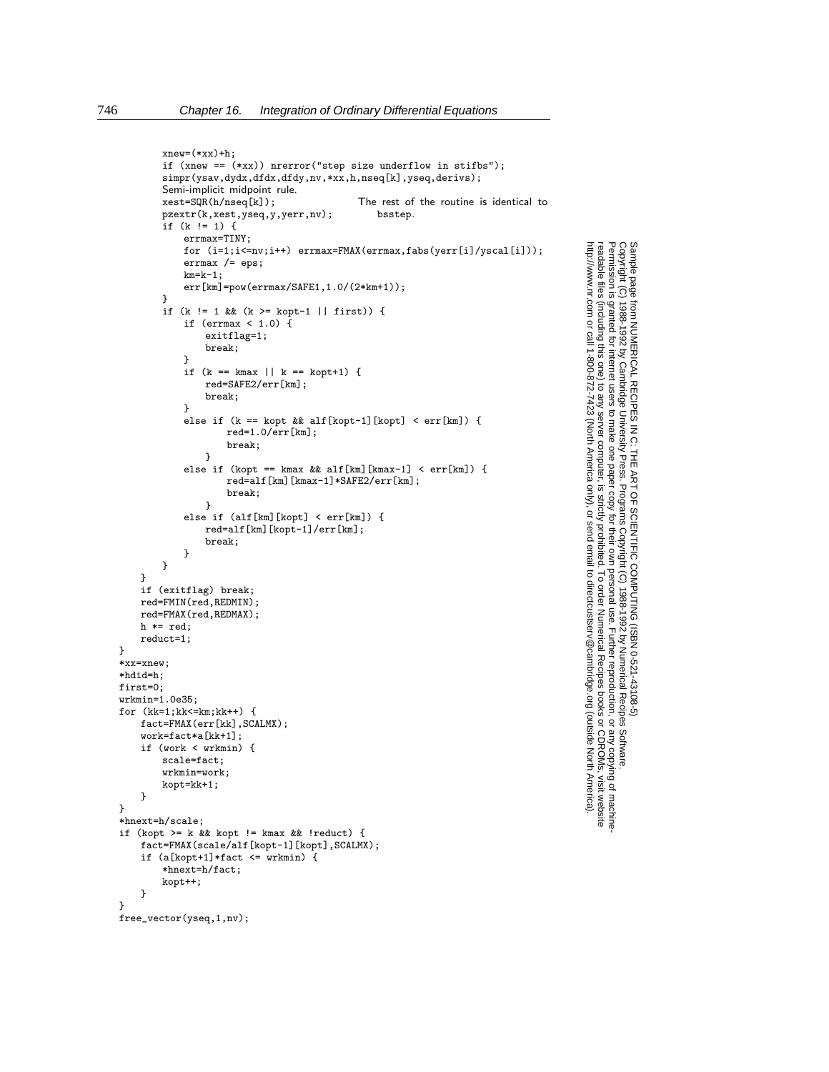```
            xnew=(*xx)+h;
            if (xnew == (*xx)) nrerror("step size underflow in stifbs");
            simpr(ysav,dydx,dfdx,dfdy,nv,*xx,h,nseq[k],yseq,derivs);
            Semi-implicit midpoint rule.
            xest=SQR(h/nseq[k]);                    The rest of the routine is identical to
            pzextr(k,xest,yseq,y,yerr,nv);              bsstep.
            if (k != 1) {
                errmax=TINY;
                for (i=1;i<=nv;i++) errmax=FMAX(errmax,fabs(yerr[i]/yscal[i]));
                errmax /= eps;
                km=k-1;
                err[km]=pow(errmax/SAFE1,1.0/(2*km+1));
            }
            if (k != 1 && (k >= kopt-1 || first)) {
                if (errmax < 1.0) {
                    exitflag=1;
                    break;
                }
                if (k == kmax || k == kopt+1) {
                    red=SAFE2/err[km];
                    break;
                }
                else if (k == kopt && alf[kopt-1][kopt] < err[km]) {
                        red=1.0/err[km];
                        break;
                    }
                else if (kopt == kmax && alf[km][kmax-1] < err[km]) {
                        red=alf[km][kmax-1]*SAFE2/err[km];
                        break;
                    }
                else if (alf[km][kopt] < err[km]) {
                    red=alf[km][kopt-1]/err[km];
                    break;
                }
            }
        }
        if (exitflag) break;
        red=FMIN(red,REDMIN);
        red=FMAX(red,REDMAX);
        h *= red;
        reduct=1;
    }
    *xx=xnew;
    *hdid=h;
    first=0;
    wrkmin=1.0e35;
    for (kk=1;kk<=km;kk++) {
        fact=FMAX(err[kk],SCALMX);
        work=fact*a[kk+1];
        if (work < wrkmin) {
            scale=fact;
            wrkmin=work;
            kopt=kk+1;
        }
    }
    *hnext=h/scale;
    if (kopt >= k && kopt != kmax && !reduct) {
        fact=FMAX(scale/alf[kopt-1][kopt],SCALMX);
        if (a[kopt+1]*fact <= wrkmin) {
            *hnext=h/fact;
            kopt++;
        }
    }
    free_vector(yseq,1,nv);
```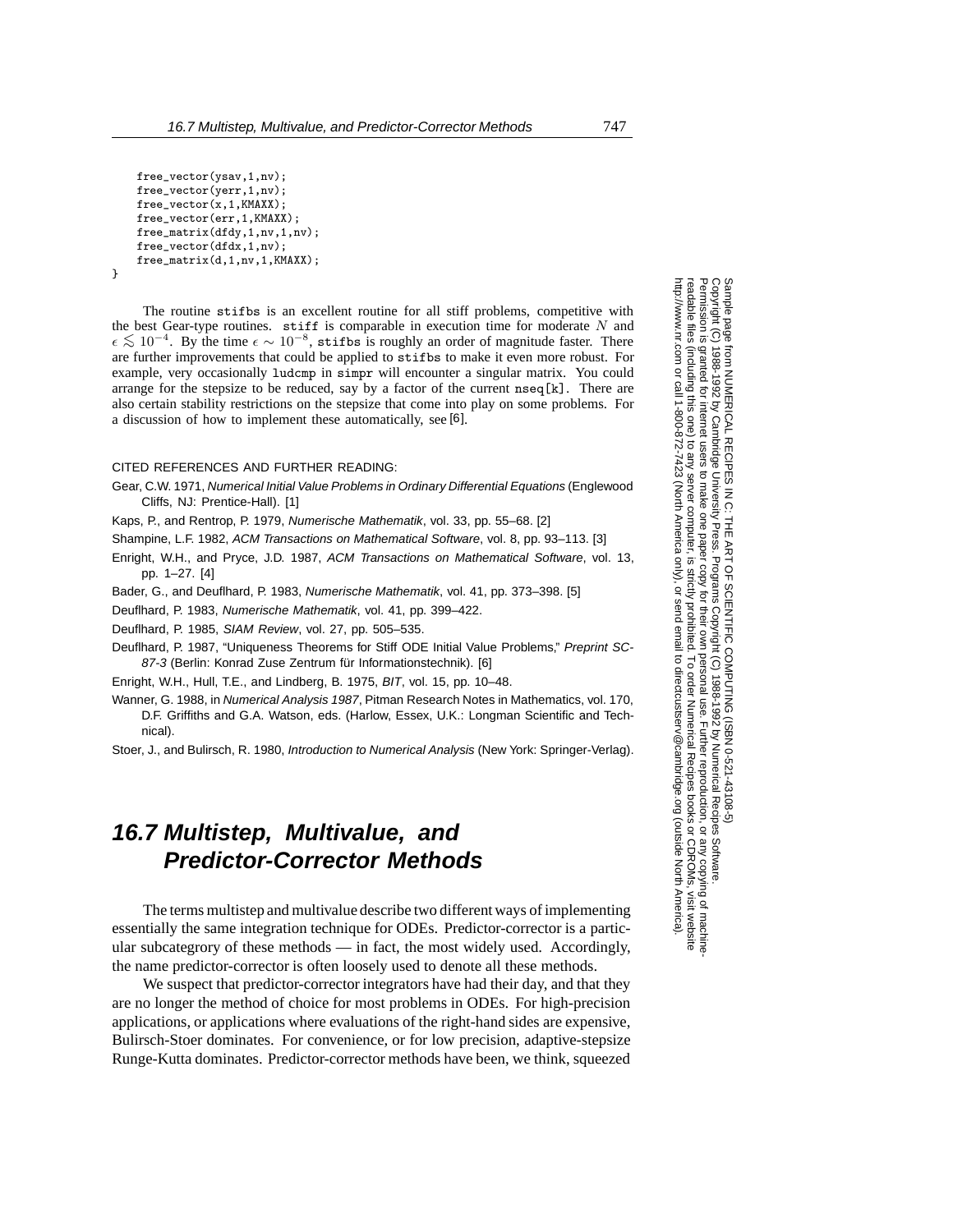```
    free_vector(ysav,1,nv);
    free_vector(yerr,1,nv);
    free_vector(x,1,KMAXX);
    free_vector(err,1,KMAXX);
    free_matrix(dfdy,1,nv,1,nv);
    free_vector(dfdx,1,nv);
    free_matrix(d,1,nv,1,KMAXX);
}
```

The routine stifbs is an excellent routine for all stiff problems, competitive with the best Gear-type routines. stiff is comparable in execution time for moderate $N$ and $\epsilon \lesssim 10^{-4}$. By the time $\epsilon \sim 10^{-8}$, stifbs is roughly an order of magnitude faster. There are further improvements that could be applied to stifbs to make it even more robust. For example, very occasionally ludcmp in simpr will encounter a singular matrix. You could arrange for the stepsize to be reduced, say by a factor of the current nseq[k]. There are also certain stability restrictions on the stepsize that come into play on some problems. For a discussion of how to implement these automatically, see [6].

CITED REFERENCES AND FURTHER READING:

Gear, C.W. 1971, *Numerical Initial Value Problems in Ordinary Differential Equations* (Englewood Cliffs, NJ: Prentice-Hall). [1]

Kaps, P., and Rentrop, P. 1979, *Numerische Mathematik*, vol. 33, pp. 55–68. [2]

Shampine, L.F. 1982, *ACM Transactions on Mathematical Software*, vol. 8, pp. 93–113. [3]

Enright, W.H., and Pryce, J.D. 1987, *ACM Transactions on Mathematical Software*, vol. 13, pp. 1–27. [4]

Bader, G., and Deuflhard, P. 1983, *Numerische Mathematik*, vol. 41, pp. 373–398. [5]

Deuflhard, P. 1983, *Numerische Mathematik*, vol. 41, pp. 399–422.

Deuflhard, P. 1985, *SIAM Review*, vol. 27, pp. 505–535.

Deuflhard, P. 1987, "Uniqueness Theorems for Stiff ODE Initial Value Problems," *Preprint SC-87-3* (Berlin: Konrad Zuse Zentrum für Informationstechnik). [6]

Enright, W.H., Hull, T.E., and Lindberg, B. 1975, *BIT*, vol. 15, pp. 10–48.

Wanner, G. 1988, in *Numerical Analysis 1987*, Pitman Research Notes in Mathematics, vol. 170, D.F. Griffiths and G.A. Watson, eds. (Harlow, Essex, U.K.: Longman Scientific and Technical).

Stoer, J., and Bulirsch, R. 1980, *Introduction to Numerical Analysis* (New York: Springer-Verlag).

## 16.7 Multistep, Multivalue, and Predictor-Corrector Methods

The terms multistep and multivalue describe two different ways of implementing essentially the same integration technique for ODEs. Predictor-corrector is a particular subcategrory of these methods — in fact, the most widely used. Accordingly, the name predictor-corrector is often loosely used to denote all these methods.

We suspect that predictor-corrector integrators have had their day, and that they are no longer the method of choice for most problems in ODEs. For high-precision applications, or applications where evaluations of the right-hand sides are expensive, Bulirsch-Stoer dominates. For convenience, or for low precision, adaptive-stepsize Runge-Kutta dominates. Predictor-corrector methods have been, we think, squeezed